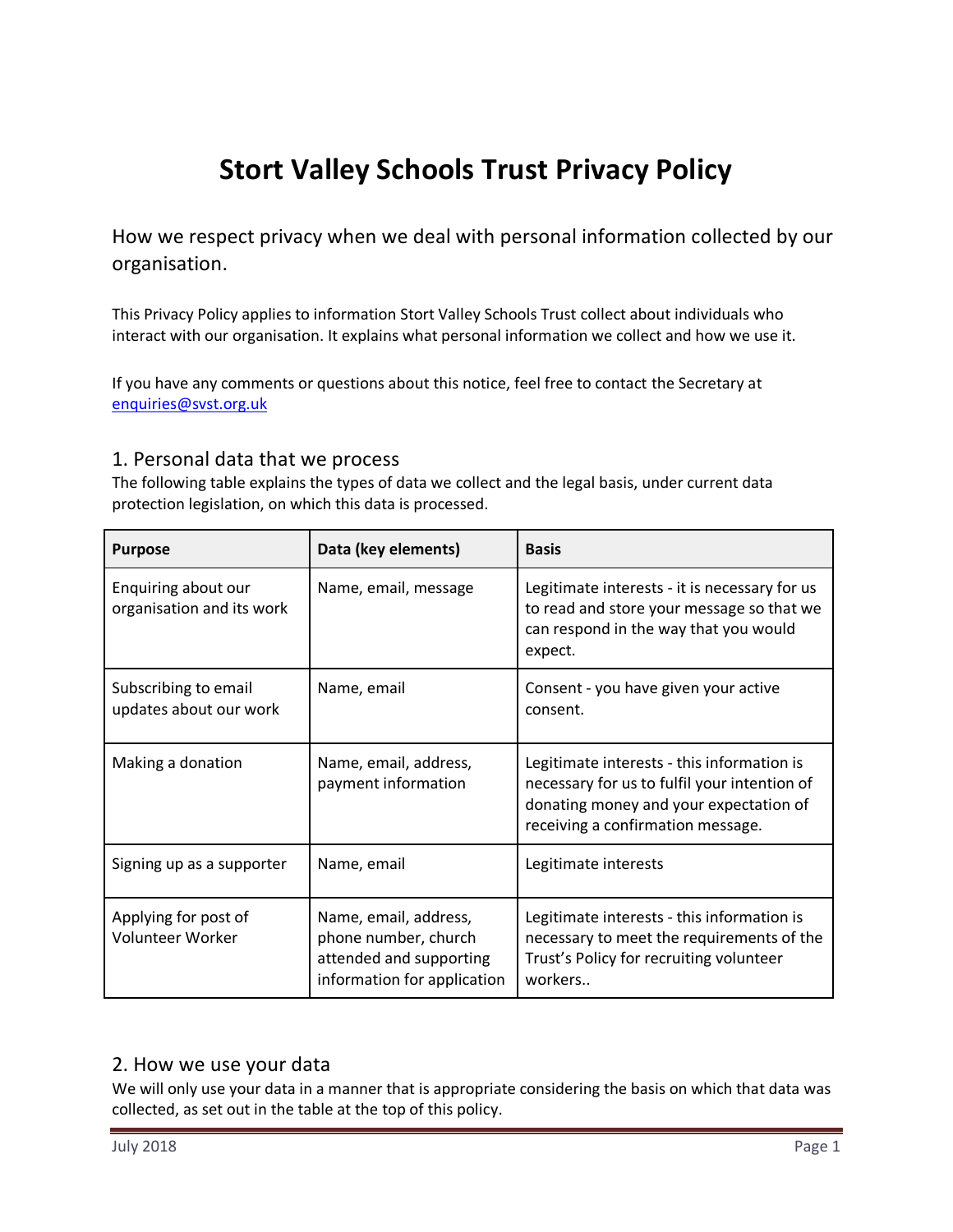# Stort Valley Schools Trust Privacy Policy

How we respect privacy when we deal with personal information collected by our organisation.

This Privacy Policy applies to information Stort Valley Schools Trust collect about individuals who interact with our organisation. It explains what personal information we collect and how we use it.

If you have any comments or questions about this notice, feel free to contact the Secretary at enquiries@svst.org.uk

## 1. Personal data that we process

The following table explains the types of data we collect and the legal basis, under current data protection legislation, on which this data is processed.

| Purpose | Data (key elements) | Basis |
|---|---|---|
| Enquiring about our organisation and its work | Name, email, message | Legitimate interests - it is necessary for us to read and store your message so that we can respond in the way that you would expect. |
| Subscribing to email updates about our work | Name, email | Consent - you have given your active consent. |
| Making a donation | Name, email, address, payment information | Legitimate interests - this information is necessary for us to fulfil your intention of donating money and your expectation of receiving a confirmation message. |
| Signing up as a supporter | Name, email | Legitimate interests |
| Applying for post of Volunteer Worker | Name, email, address, phone number, church attended and supporting information for application | Legitimate interests - this information is necessary to meet the requirements of the Trust's Policy for recruiting volunteer workers.. |

## 2. How we use your data

We will only use your data in a manner that is appropriate considering the basis on which that data was collected, as set out in the table at the top of this policy.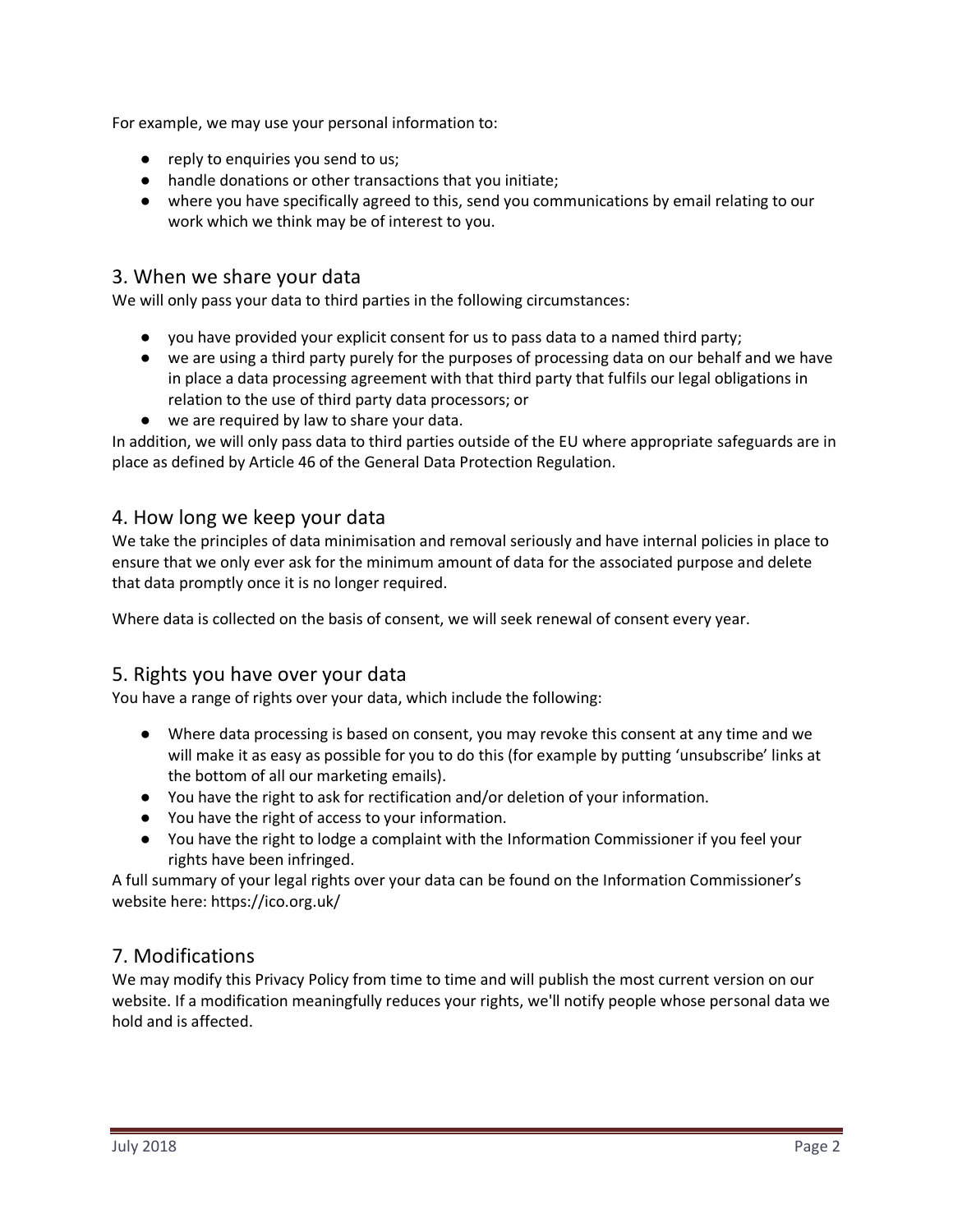For example, we may use your personal information to:

- reply to enquiries you send to us;
- handle donations or other transactions that you initiate;
- where you have specifically agreed to this, send you communications by email relating to our work which we think may be of interest to you.

## 3. When we share your data

We will only pass your data to third parties in the following circumstances:

- you have provided your explicit consent for us to pass data to a named third party;
- we are using a third party purely for the purposes of processing data on our behalf and we have in place a data processing agreement with that third party that fulfils our legal obligations in relation to the use of third party data processors; or
- we are required by law to share your data.

In addition, we will only pass data to third parties outside of the EU where appropriate safeguards are in place as defined by Article 46 of the General Data Protection Regulation.

## 4. How long we keep your data

We take the principles of data minimisation and removal seriously and have internal policies in place to ensure that we only ever ask for the minimum amount of data for the associated purpose and delete that data promptly once it is no longer required.

Where data is collected on the basis of consent, we will seek renewal of consent every year.

## 5. Rights you have over your data

You have a range of rights over your data, which include the following:

- Where data processing is based on consent, you may revoke this consent at any time and we will make it as easy as possible for you to do this (for example by putting 'unsubscribe' links at the bottom of all our marketing emails).
- You have the right to ask for rectification and/or deletion of your information.
- You have the right of access to your information.
- You have the right to lodge a complaint with the Information Commissioner if you feel your rights have been infringed.

A full summary of your legal rights over your data can be found on the Information Commissioner's website here: https://ico.org.uk/

## 7. Modifications

We may modify this Privacy Policy from time to time and will publish the most current version on our website. If a modification meaningfully reduces your rights, we'll notify people whose personal data we hold and is affected.

July 2018